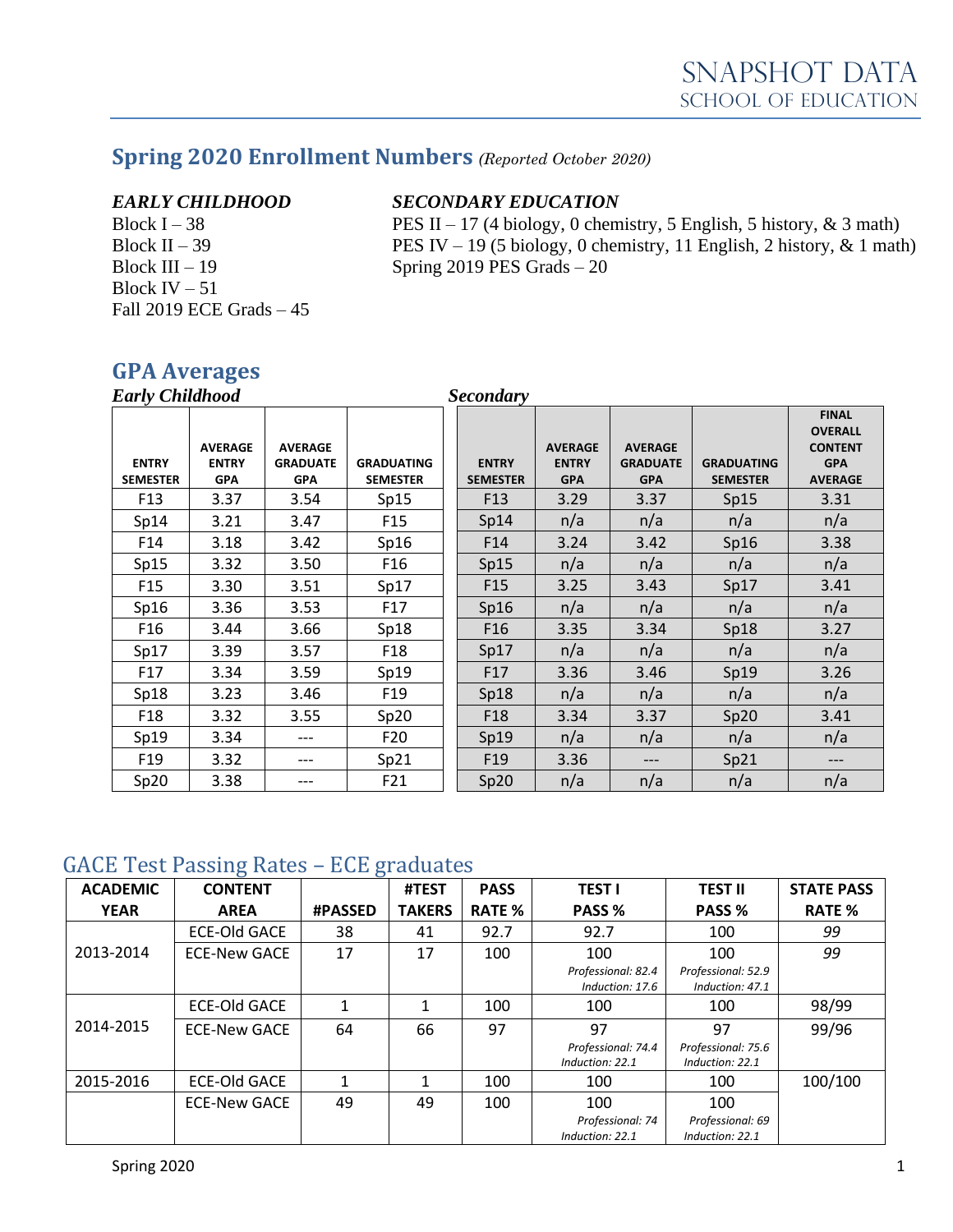# SNAPSHOT DATA
## SCHOOL OF EDUCATION

## Spring 2020 Enrollment Numbers *(Reported October 2020)*

***EARLY CHILDHOOD***

Block I – 38
Block II – 39
Block III – 19
Block IV – 51
Fall 2019 ECE Grads – 45

***SECONDARY EDUCATION***

PES II – 17 (4 biology, 0 chemistry, 5 English, 5 history, & 3 math)
PES IV – 19 (5 biology, 0 chemistry, 11 English, 2 history, & 1 math)
Spring 2019 PES Grads – 20

## GPA Averages

***Early Childhood***

| ENTRY SEMESTER | AVERAGE ENTRY GPA | AVERAGE GRADUATE GPA | GRADUATING SEMESTER |
|---|---|---|---|
| F13 | 3.37 | 3.54 | Sp15 |
| Sp14 | 3.21 | 3.47 | F15 |
| F14 | 3.18 | 3.42 | Sp16 |
| Sp15 | 3.32 | 3.50 | F16 |
| F15 | 3.30 | 3.51 | Sp17 |
| Sp16 | 3.36 | 3.53 | F17 |
| F16 | 3.44 | 3.66 | Sp18 |
| Sp17 | 3.39 | 3.57 | F18 |
| F17 | 3.34 | 3.59 | Sp19 |
| Sp18 | 3.23 | 3.46 | F19 |
| F18 | 3.32 | 3.55 | Sp20 |
| Sp19 | 3.34 | --- | F20 |
| F19 | 3.32 | --- | Sp21 |
| Sp20 | 3.38 | --- | F21 |

***Secondary***

| ENTRY SEMESTER | AVERAGE ENTRY GPA | AVERAGE GRADUATE GPA | GRADUATING SEMESTER | FINAL OVERALL CONTENT GPA AVERAGE |
|---|---|---|---|---|
| F13 | 3.29 | 3.37 | Sp15 | 3.31 |
| Sp14 | n/a | n/a | n/a | n/a |
| F14 | 3.24 | 3.42 | Sp16 | 3.38 |
| Sp15 | n/a | n/a | n/a | n/a |
| F15 | 3.25 | 3.43 | Sp17 | 3.41 |
| Sp16 | n/a | n/a | n/a | n/a |
| F16 | 3.35 | 3.34 | Sp18 | 3.27 |
| Sp17 | n/a | n/a | n/a | n/a |
| F17 | 3.36 | 3.46 | Sp19 | 3.26 |
| Sp18 | n/a | n/a | n/a | n/a |
| F18 | 3.34 | 3.37 | Sp20 | 3.41 |
| Sp19 | n/a | n/a | n/a | n/a |
| F19 | 3.36 | --- | Sp21 | --- |
| Sp20 | n/a | n/a | n/a | n/a |

## GACE Test Passing Rates – ECE graduates

| ACADEMIC YEAR | CONTENT AREA | #PASSED | #TEST TAKERS | PASS RATE % | TEST I PASS % | TEST II PASS % | STATE PASS RATE % |
|---|---|---|---|---|---|---|---|
| 2013-2014 | ECE-Old GACE | 38 | 41 | 92.7 | 92.7 | 100 | *99* |
| | ECE-New GACE | 17 | 17 | 100 | 100 *Professional: 82.4 Induction: 17.6* | 100 *Professional: 52.9 Induction: 47.1* | *99* |
| 2014-2015 | ECE-Old GACE | 1 | 1 | 100 | 100 | 100 | 98/99 |
| | ECE-New GACE | 64 | 66 | 97 | 97 *Professional: 74.4 Induction: 22.1* | 97 *Professional: 75.6 Induction: 22.1* | 99/96 |
| 2015-2016 | ECE-Old GACE | 1 | 1 | 100 | 100 | 100 | 100/100 |
| | ECE-New GACE | 49 | 49 | 100 | 100 *Professional: 74 Induction: 22.1* | 100 *Professional: 69 Induction: 22.1* | |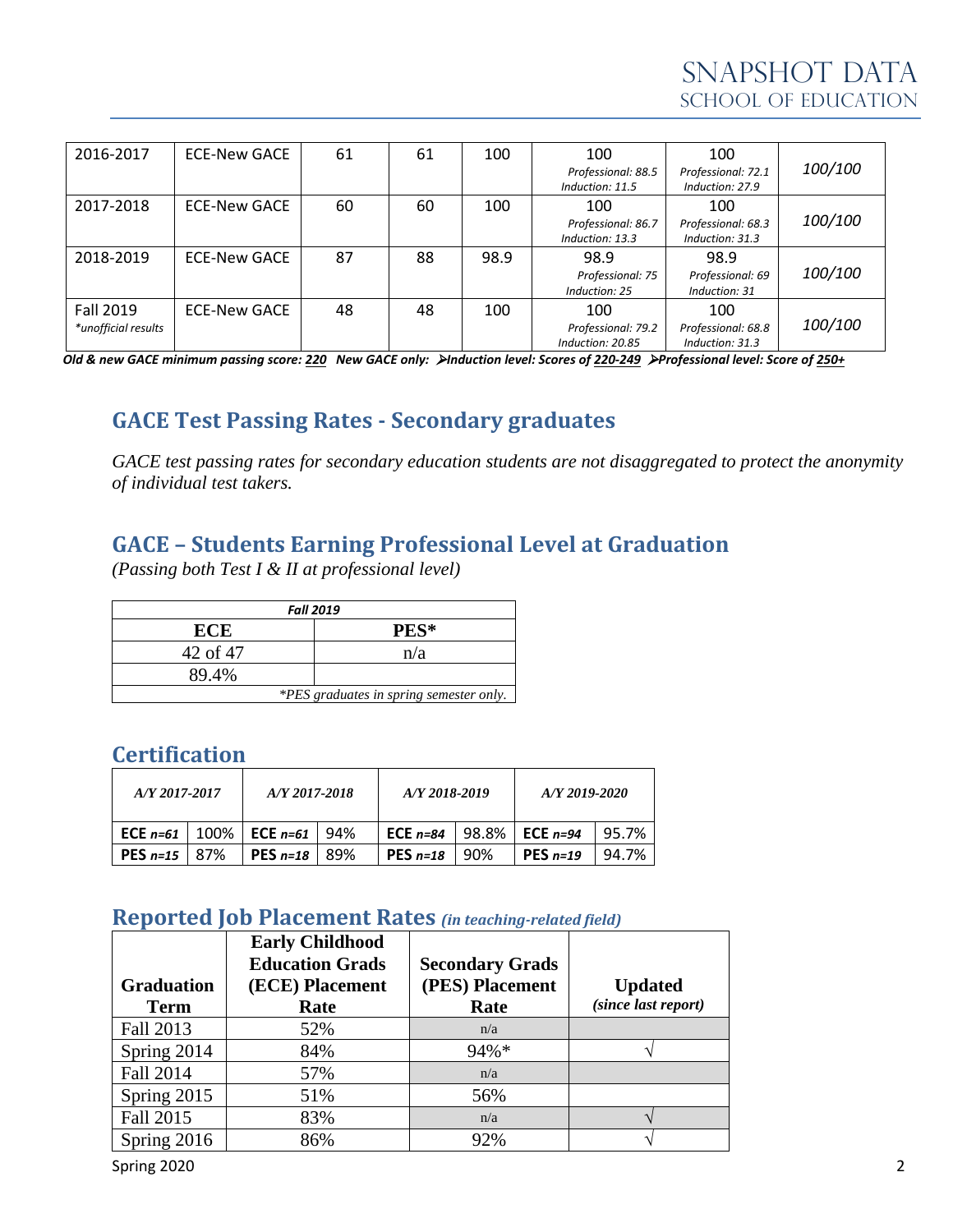| 2016-2017 | ECE-New GACE | 61 | 61 | 100 | 100 *Professional: 88.5* *Induction: 11.5* | 100 *Professional: 72.1* *Induction: 27.9* | *100/100* |
|---|---|---|---|---|---|---|---|
| 2017-2018 | ECE-New GACE | 60 | 60 | 100 | 100 *Professional: 86.7* *Induction: 13.3* | 100 *Professional: 68.3* *Induction: 31.3* | *100/100* |
| 2018-2019 | ECE-New GACE | 87 | 88 | 98.9 | 98.9 *Professional: 75* *Induction: 25* | 98.9 *Professional: 69* *Induction: 31* | *100/100* |
| Fall 2019 *\*unofficial results* | ECE-New GACE | 48 | 48 | 100 | 100 *Professional: 79.2* *Induction: 20.85* | 100 *Professional: 68.8* *Induction: 31.3* | *100/100* |

***Old & new GACE minimum passing score: 220 New GACE only: ➢Induction level: Scores of 220-249 ➢Professional level: Score of 250+***

## GACE Test Passing Rates - Secondary graduates

*GACE test passing rates for secondary education students are not disaggregated to protect the anonymity of individual test takers.*

## GACE – Students Earning Professional Level at Graduation

*(Passing both Test I & II at professional level)*

| ***Fall 2019*** | |
|---|---|
| **ECE** | **PES\*** |
| 42 of 47 | n/a |
| 89.4% | |
| *\*PES graduates in spring semester only.* | |

## Certification

| *A/Y 2017-2017* | | *A/Y 2017-2018* | | *A/Y 2018-2019* | | *A/Y 2019-2020* | |
|---|---|---|---|---|---|---|---|
| **ECE** *n=61* | 100% | **ECE** *n=61* | 94% | **ECE** *n=84* | 98.8% | **ECE** *n=94* | 95.7% |
| **PES** *n=15* | 87% | **PES** *n=18* | 89% | **PES** *n=18* | 90% | **PES** *n=19* | 94.7% |

## Reported Job Placement Rates *(in teaching-related field)*

| **Graduation Term** | **Early Childhood Education Grads (ECE) Placement Rate** | **Secondary Grads (PES) Placement Rate** | **Updated** *(since last report)* |
|---|---|---|---|
| Fall 2013 | 52% | n/a | |
| Spring 2014 | 84% | 94%\* | √ |
| Fall 2014 | 57% | n/a | |
| Spring 2015 | 51% | 56% | |
| Fall 2015 | 83% | n/a | √ |
| Spring 2016 | 86% | 92% | √ |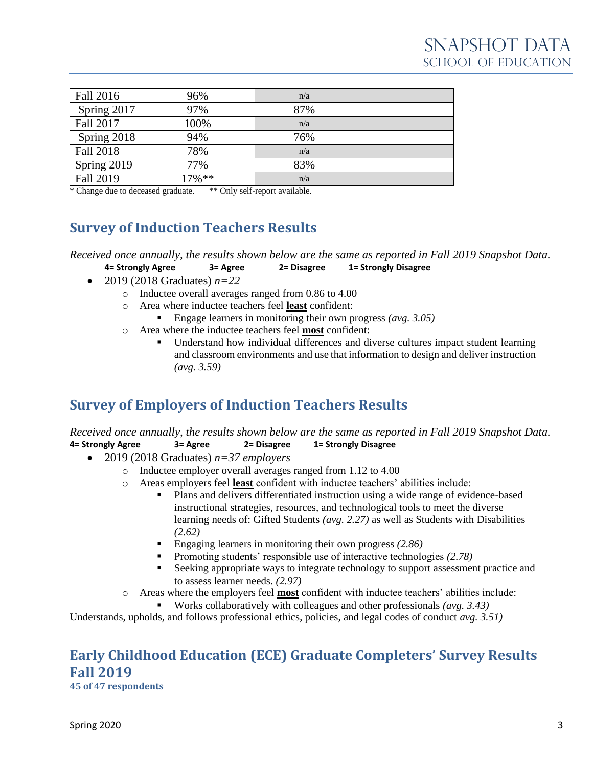| Fall 2016 | 96% | n/a | |
|---|---|---|---|
| Spring 2017 | 97% | 87% | |
| Fall 2017 | 100% | n/a | |
| Spring 2018 | 94% | 76% | |
| Fall 2018 | 78% | n/a | |
| Spring 2019 | 77% | 83% | |
| Fall 2019 | 17%** | n/a | |

* Change due to deceased graduate. ** Only self-report available.

## Survey of Induction Teachers Results

*Received once annually, the results shown below are the same as reported in Fall 2019 Snapshot Data.*

**4= Strongly Agree 3= Agree 2= Disagree 1= Strongly Disagree**

- 2019 (2018 Graduates) *n=22*
  - Inductee overall averages ranged from 0.86 to 4.00
  - Area where inductee teachers feel **least** confident:
    - Engage learners in monitoring their own progress *(avg. 3.05)*
  - Area where the inductee teachers feel **most** confident:
    - Understand how individual differences and diverse cultures impact student learning and classroom environments and use that information to design and deliver instruction *(avg. 3.59)*

## Survey of Employers of Induction Teachers Results

*Received once annually, the results shown below are the same as reported in Fall 2019 Snapshot Data.*

**4= Strongly Agree 3= Agree 2= Disagree 1= Strongly Disagree**

- 2019 (2018 Graduates) *n=37 employers*
  - Inductee employer overall averages ranged from 1.12 to 4.00
  - Areas employers feel **least** confident with inductee teachers' abilities include:
    - Plans and delivers differentiated instruction using a wide range of evidence-based instructional strategies, resources, and technological tools to meet the diverse learning needs of: Gifted Students *(avg. 2.27)* as well as Students with Disabilities *(2.62)*
    - Engaging learners in monitoring their own progress *(2.86)*
    - Promoting students' responsible use of interactive technologies *(2.78)*
    - Seeking appropriate ways to integrate technology to support assessment practice and to assess learner needs. *(2.97)*
  - Areas where the employers feel **most** confident with inductee teachers' abilities include:
    - Works collaboratively with colleagues and other professionals *(avg. 3.43)*

Understands, upholds, and follows professional ethics, policies, and legal codes of conduct *avg. 3.51)*

## Early Childhood Education (ECE) Graduate Completers' Survey Results Fall 2019

**45 of 47 respondents**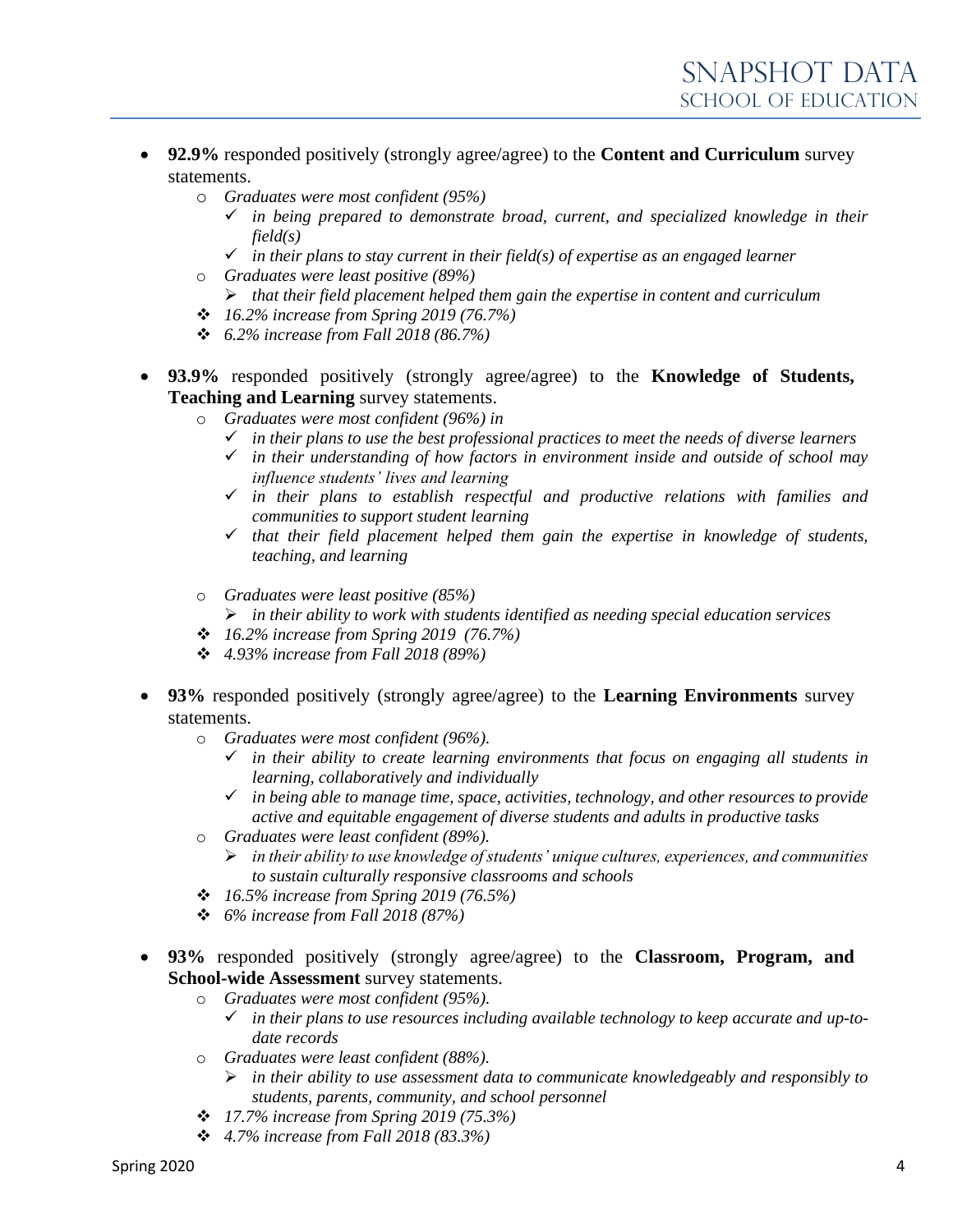- **92.9%** responded positively (strongly agree/agree) to the **Content and Curriculum** survey statements.
  - *Graduates were most confident (95%)*
    - ✓ *in being prepared to demonstrate broad, current, and specialized knowledge in their field(s)*
    - ✓ *in their plans to stay current in their field(s) of expertise as an engaged learner*
  - *Graduates were least positive (89%)*
    - ➢ *that their field placement helped them gain the expertise in content and curriculum*
  - ❖ *16.2% increase from Spring 2019 (76.7%)*
  - ❖ *6.2% increase from Fall 2018 (86.7%)*

- **93.9%** responded positively (strongly agree/agree) to the **Knowledge of Students, Teaching and Learning** survey statements.
  - *Graduates were most confident (96%) in*
    - ✓ *in their plans to use the best professional practices to meet the needs of diverse learners*
    - ✓ *in their understanding of how factors in environment inside and outside of school may influence students' lives and learning*
    - ✓ *in their plans to establish respectful and productive relations with families and communities to support student learning*
    - ✓ *that their field placement helped them gain the expertise in knowledge of students, teaching, and learning*
  - *Graduates were least positive (85%)*
    - ➢ *in their ability to work with students identified as needing special education services*
  - ❖ *16.2% increase from Spring 2019 (76.7%)*
  - ❖ *4.93% increase from Fall 2018 (89%)*

- **93%** responded positively (strongly agree/agree) to the **Learning Environments** survey statements.
  - *Graduates were most confident (96%).*
    - ✓ *in their ability to create learning environments that focus on engaging all students in learning, collaboratively and individually*
    - ✓ *in being able to manage time, space, activities, technology, and other resources to provide active and equitable engagement of diverse students and adults in productive tasks*
  - *Graduates were least confident (89%).*
    - ➢ *in their ability to use knowledge of students' unique cultures, experiences, and communities to sustain culturally responsive classrooms and schools*
  - ❖ *16.5% increase from Spring 2019 (76.5%)*
  - ❖ *6% increase from Fall 2018 (87%)*

- **93%** responded positively (strongly agree/agree) to the **Classroom, Program, and School-wide Assessment** survey statements.
  - *Graduates were most confident (95%).*
    - ✓ *in their plans to use resources including available technology to keep accurate and up-to-date records*
  - *Graduates were least confident (88%).*
    - ➢ *in their ability to use assessment data to communicate knowledgeably and responsibly to students, parents, community, and school personnel*
  - ❖ *17.7% increase from Spring 2019 (75.3%)*
  - ❖ *4.7% increase from Fall 2018 (83.3%)*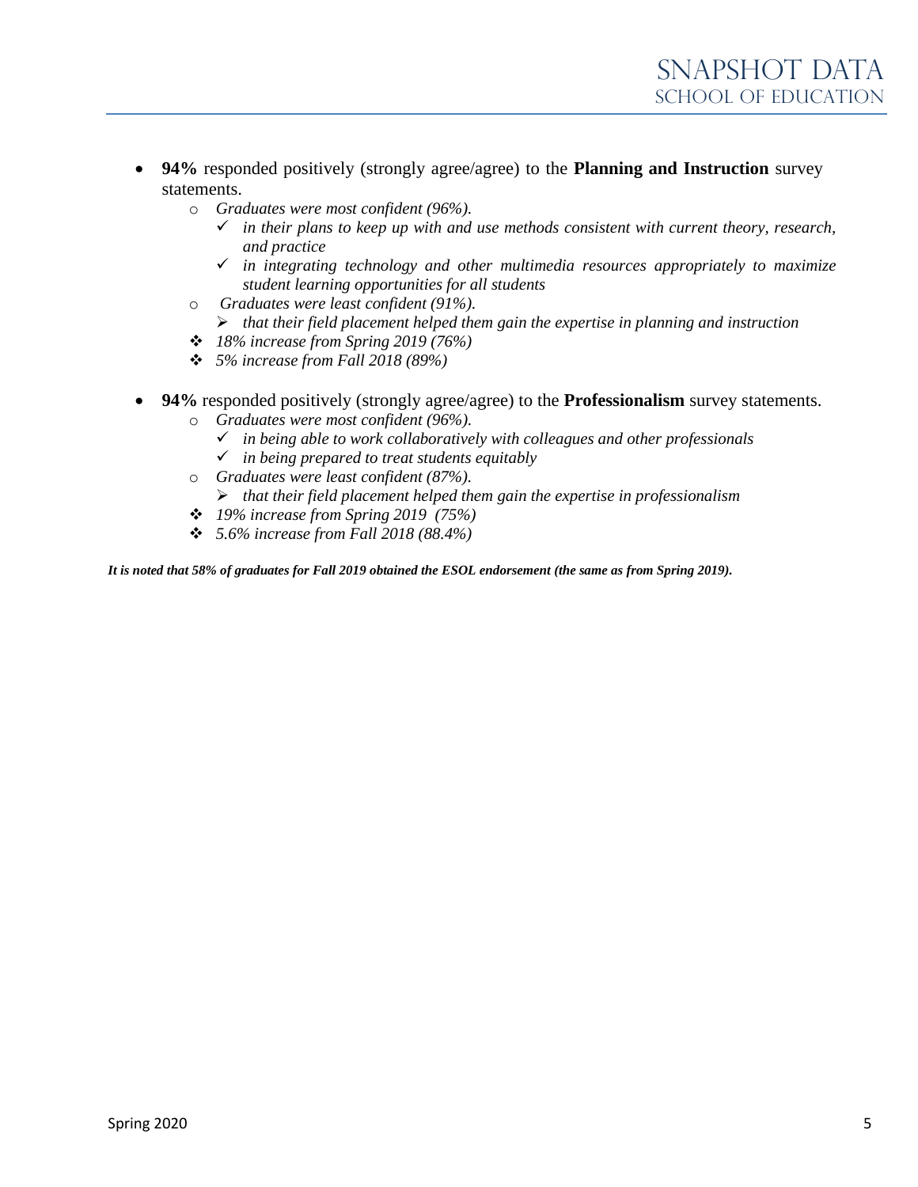- **94%** responded positively (strongly agree/agree) to the **Planning and Instruction** survey statements.
  - *Graduates were most confident (96%).*
    - ✓ *in their plans to keep up with and use methods consistent with current theory, research, and practice*
    - ✓ *in integrating technology and other multimedia resources appropriately to maximize student learning opportunities for all students*
  - *Graduates were least confident (91%).*
    - ➢ *that their field placement helped them gain the expertise in planning and instruction*
  - ❖ *18% increase from Spring 2019 (76%)*
  - ❖ *5% increase from Fall 2018 (89%)*

- **94%** responded positively (strongly agree/agree) to the **Professionalism** survey statements.
  - *Graduates were most confident (96%).*
    - ✓ *in being able to work collaboratively with colleagues and other professionals*
    - ✓ *in being prepared to treat students equitably*
  - *Graduates were least confident (87%).*
    - ➢ *that their field placement helped them gain the expertise in professionalism*
  - ❖ *19% increase from Spring 2019 (75%)*
  - ❖ *5.6% increase from Fall 2018 (88.4%)*

***It is noted that 58% of graduates for Fall 2019 obtained the ESOL endorsement (the same as from Spring 2019).***